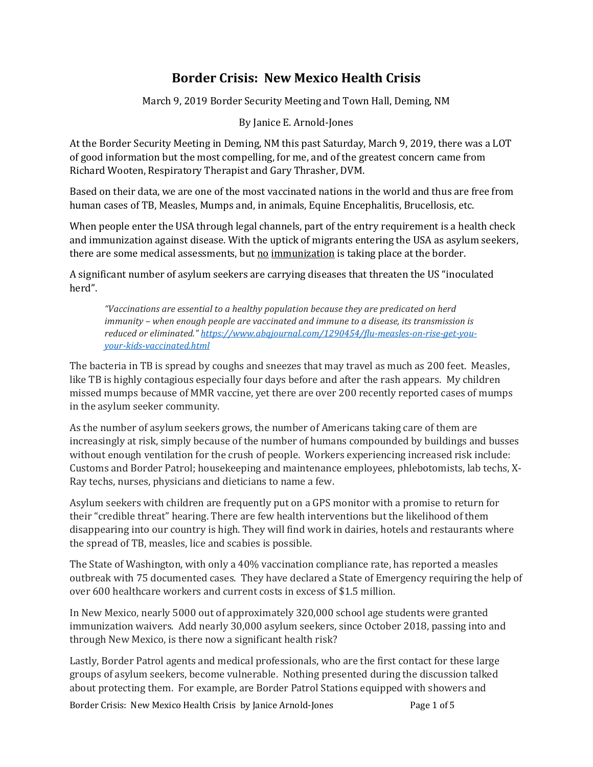# Border Crisis: New Mexico Health Crisis

March 9, 2019 Border Security Meeting and Town Hall, Deming, NM

By Janice E. Arnold-Jones

At the Border Security Meeting in Deming, NM this past Saturday, March 9, 2019, there was a LOT of good information but the most compelling, for me, and of the greatest concern came from Richard Wooten, Respiratory Therapist and Gary Thrasher, DVM.

Based on their data, we are one of the most vaccinated nations in the world and thus are free from human cases of TB, Measles, Mumps and, in animals, Equine Encephalitis, Brucellosis, etc.

When people enter the USA through legal channels, part of the entry requirement is a health check and immunization against disease. With the uptick of migrants entering the USA as asylum seekers, there are some medical assessments, but no immunization is taking place at the border.

A significant number of asylum seekers are carrying diseases that threaten the US "inoculated herd".

> *"Vaccinations are essential to a healthy population because they are predicated on herd immunity – when enough people are vaccinated and immune to a disease, its transmission is reduced or eliminated."* [https://www.abqjournal.com/1290454/flu-measles-on-rise-get-you-your-kids-vaccinated.html](https://www.abqjournal.com/1290454/flu-measles-on-rise-get-you-your-kids-vaccinated.html)

The bacteria in TB is spread by coughs and sneezes that may travel as much as 200 feet. Measles, like TB is highly contagious especially four days before and after the rash appears. My children missed mumps because of MMR vaccine, yet there are over 200 recently reported cases of mumps in the asylum seeker community.

As the number of asylum seekers grows, the number of Americans taking care of them are increasingly at risk, simply because of the number of humans compounded by buildings and busses without enough ventilation for the crush of people. Workers experiencing increased risk include: Customs and Border Patrol; housekeeping and maintenance employees, phlebotomists, lab techs, X-Ray techs, nurses, physicians and dieticians to name a few.

Asylum seekers with children are frequently put on a GPS monitor with a promise to return for their "credible threat" hearing. There are few health interventions but the likelihood of them disappearing into our country is high. They will find work in dairies, hotels and restaurants where the spread of TB, measles, lice and scabies is possible.

The State of Washington, with only a 40% vaccination compliance rate, has reported a measles outbreak with 75 documented cases. They have declared a State of Emergency requiring the help of over 600 healthcare workers and current costs in excess of $1.5 million.

In New Mexico, nearly 5000 out of approximately 320,000 school age students were granted immunization waivers. Add nearly 30,000 asylum seekers, since October 2018, passing into and through New Mexico, is there now a significant health risk?

Lastly, Border Patrol agents and medical professionals, who are the first contact for these large groups of asylum seekers, become vulnerable. Nothing presented during the discussion talked about protecting them. For example, are Border Patrol Stations equipped with showers and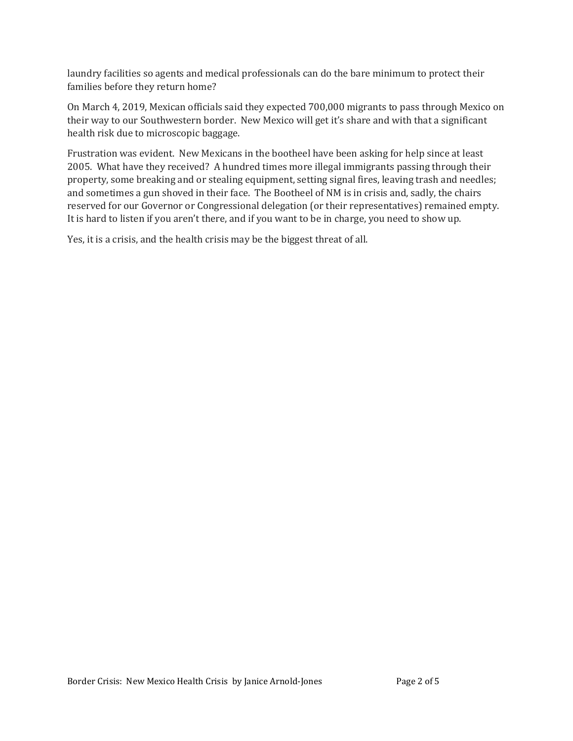laundry facilities so agents and medical professionals can do the bare minimum to protect their families before they return home?

On March 4, 2019, Mexican officials said they expected 700,000 migrants to pass through Mexico on their way to our Southwestern border. New Mexico will get it's share and with that a significant health risk due to microscopic baggage.

Frustration was evident. New Mexicans in the bootheel have been asking for help since at least 2005. What have they received? A hundred times more illegal immigrants passing through their property, some breaking and or stealing equipment, setting signal fires, leaving trash and needles; and sometimes a gun shoved in their face. The Bootheel of NM is in crisis and, sadly, the chairs reserved for our Governor or Congressional delegation (or their representatives) remained empty. It is hard to listen if you aren't there, and if you want to be in charge, you need to show up.

Yes, it is a crisis, and the health crisis may be the biggest threat of all.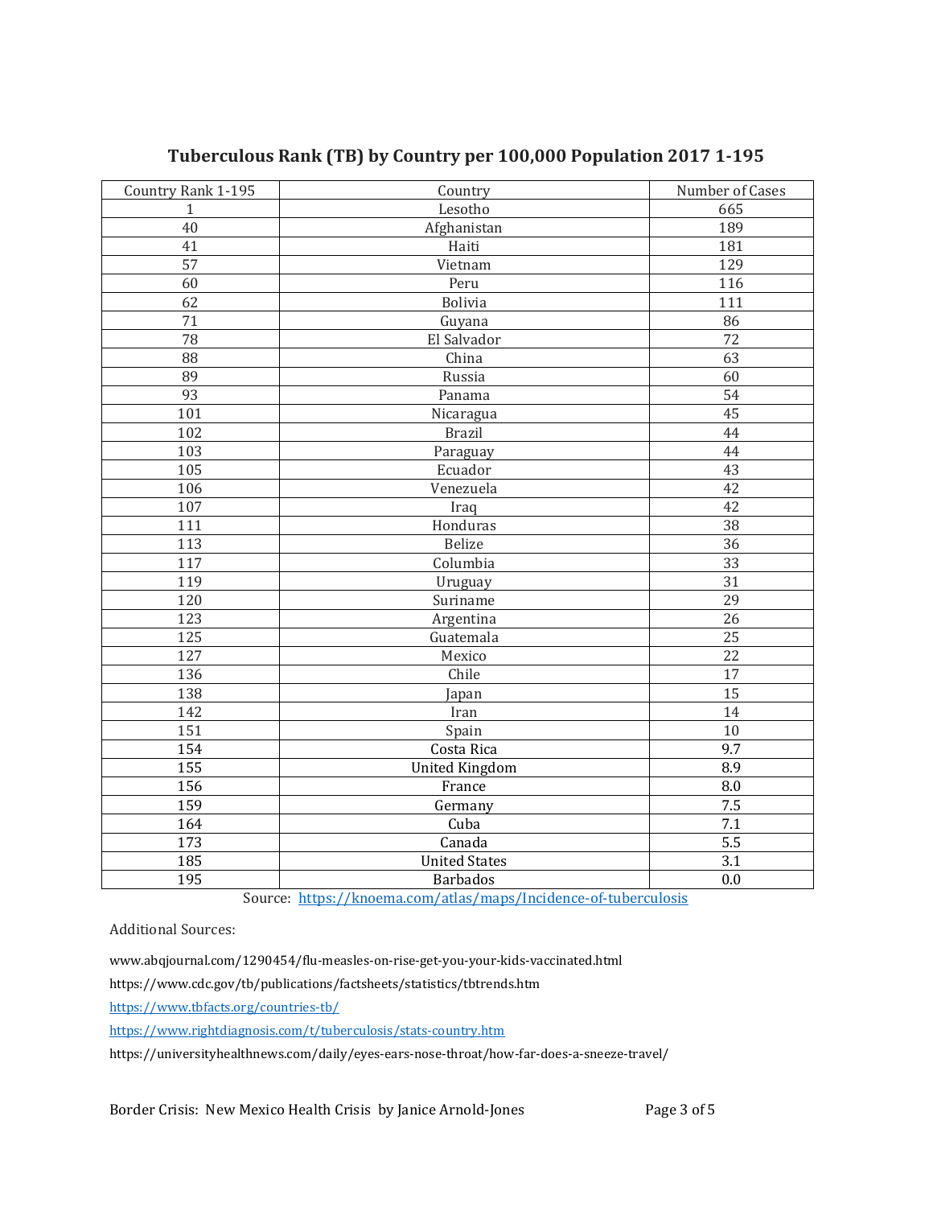## Tuberculous Rank (TB) by Country per 100,000 Population 2017 1-195

| Country Rank 1-195 | Country | Number of Cases |
|---|---|---|
| 1 | Lesotho | 665 |
| 40 | Afghanistan | 189 |
| 41 | Haiti | 181 |
| 57 | Vietnam | 129 |
| 60 | Peru | 116 |
| 62 | Bolivia | 111 |
| 71 | Guyana | 86 |
| 78 | El Salvador | 72 |
| 88 | China | 63 |
| 89 | Russia | 60 |
| 93 | Panama | 54 |
| 101 | Nicaragua | 45 |
| 102 | Brazil | 44 |
| 103 | Paraguay | 44 |
| 105 | Ecuador | 43 |
| 106 | Venezuela | 42 |
| 107 | Iraq | 42 |
| 111 | Honduras | 38 |
| 113 | Belize | 36 |
| 117 | Columbia | 33 |
| 119 | Uruguay | 31 |
| 120 | Suriname | 29 |
| 123 | Argentina | 26 |
| 125 | Guatemala | 25 |
| 127 | Mexico | 22 |
| 136 | Chile | 17 |
| 138 | Japan | 15 |
| 142 | Iran | 14 |
| 151 | Spain | 10 |
| 154 | Costa Rica | 9.7 |
| 155 | United Kingdom | 8.9 |
| 156 | France | 8.0 |
| 159 | Germany | 7.5 |
| 164 | Cuba | 7.1 |
| 173 | Canada | 5.5 |
| 185 | United States | 3.1 |
| 195 | Barbados | 0.0 |

Source: https://knoema.com/atlas/maps/Incidence-of-tuberculosis

Additional Sources:

www.abqjournal.com/1290454/flu-measles-on-rise-get-you-your-kids-vaccinated.html

https://www.cdc.gov/tb/publications/factsheets/statistics/tbtrends.htm

https://www.tbfacts.org/countries-tb/

https://www.rightdiagnosis.com/t/tuberculosis/stats-country.htm

https://universityhealthnews.com/daily/eyes-ears-nose-throat/how-far-does-a-sneeze-travel/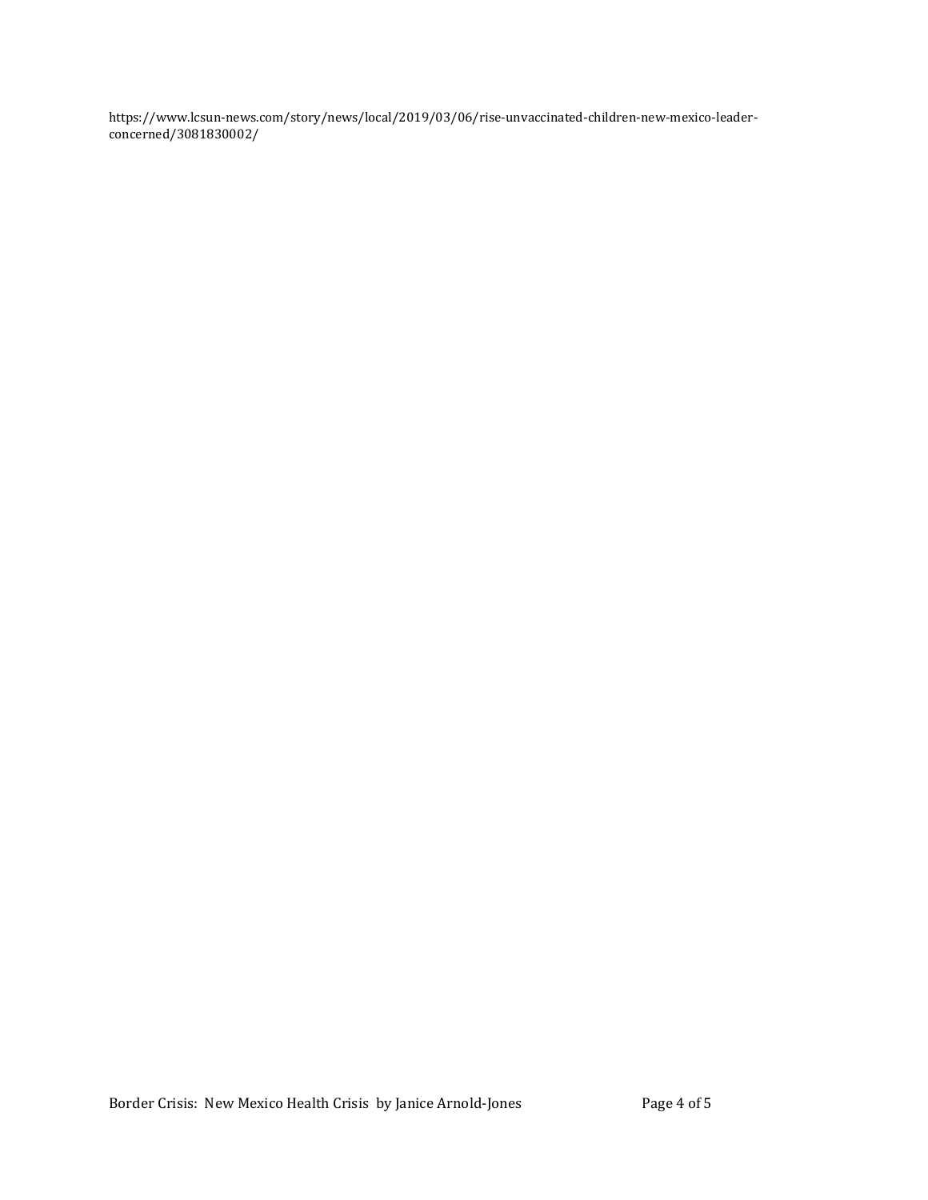https://www.lcsun-news.com/story/news/local/2019/03/06/rise-unvaccinated-children-new-mexico-leader-concerned/3081830002/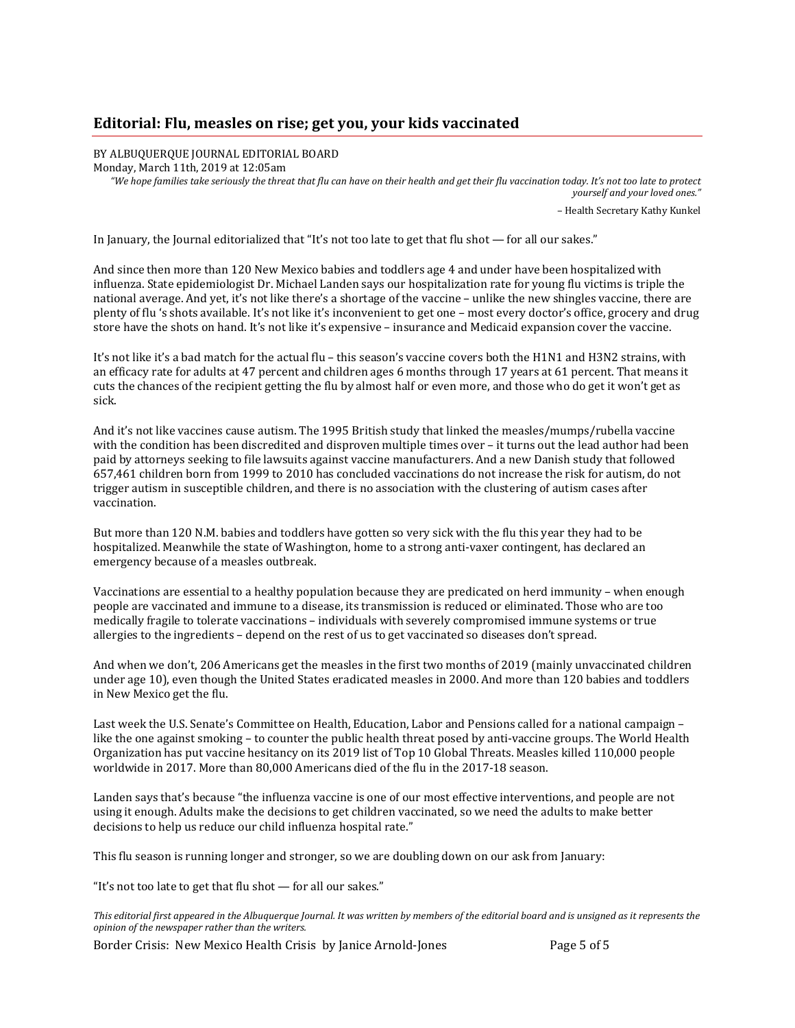## Editorial: Flu, measles on rise; get you, your kids vaccinated

BY ALBUQUERQUE JOURNAL EDITORIAL BOARD
Monday, March 11th, 2019 at 12:05am

> *"We hope families take seriously the threat that flu can have on their health and get their flu vaccination today. It's not too late to protect yourself and your loved ones."*
>
> – Health Secretary Kathy Kunkel

In January, the Journal editorialized that "It's not too late to get that flu shot — for all our sakes."

And since then more than 120 New Mexico babies and toddlers age 4 and under have been hospitalized with influenza. State epidemiologist Dr. Michael Landen says our hospitalization rate for young flu victims is triple the national average. And yet, it's not like there's a shortage of the vaccine – unlike the new shingles vaccine, there are plenty of flu 's shots available. It's not like it's inconvenient to get one – most every doctor's office, grocery and drug store have the shots on hand. It's not like it's expensive – insurance and Medicaid expansion cover the vaccine.

It's not like it's a bad match for the actual flu – this season's vaccine covers both the H1N1 and H3N2 strains, with an efficacy rate for adults at 47 percent and children ages 6 months through 17 years at 61 percent. That means it cuts the chances of the recipient getting the flu by almost half or even more, and those who do get it won't get as sick.

And it's not like vaccines cause autism. The 1995 British study that linked the measles/mumps/rubella vaccine with the condition has been discredited and disproven multiple times over – it turns out the lead author had been paid by attorneys seeking to file lawsuits against vaccine manufacturers. And a new Danish study that followed 657,461 children born from 1999 to 2010 has concluded vaccinations do not increase the risk for autism, do not trigger autism in susceptible children, and there is no association with the clustering of autism cases after vaccination.

But more than 120 N.M. babies and toddlers have gotten so very sick with the flu this year they had to be hospitalized. Meanwhile the state of Washington, home to a strong anti-vaxer contingent, has declared an emergency because of a measles outbreak.

Vaccinations are essential to a healthy population because they are predicated on herd immunity – when enough people are vaccinated and immune to a disease, its transmission is reduced or eliminated. Those who are too medically fragile to tolerate vaccinations – individuals with severely compromised immune systems or true allergies to the ingredients – depend on the rest of us to get vaccinated so diseases don't spread.

And when we don't, 206 Americans get the measles in the first two months of 2019 (mainly unvaccinated children under age 10), even though the United States eradicated measles in 2000. And more than 120 babies and toddlers in New Mexico get the flu.

Last week the U.S. Senate's Committee on Health, Education, Labor and Pensions called for a national campaign – like the one against smoking – to counter the public health threat posed by anti-vaccine groups. The World Health Organization has put vaccine hesitancy on its 2019 list of Top 10 Global Threats. Measles killed 110,000 people worldwide in 2017. More than 80,000 Americans died of the flu in the 2017-18 season.

Landen says that's because "the influenza vaccine is one of our most effective interventions, and people are not using it enough. Adults make the decisions to get children vaccinated, so we need the adults to make better decisions to help us reduce our child influenza hospital rate."

This flu season is running longer and stronger, so we are doubling down on our ask from January:

"It's not too late to get that flu shot — for all our sakes."

*This editorial first appeared in the Albuquerque Journal. It was written by members of the editorial board and is unsigned as it represents the opinion of the newspaper rather than the writers.*